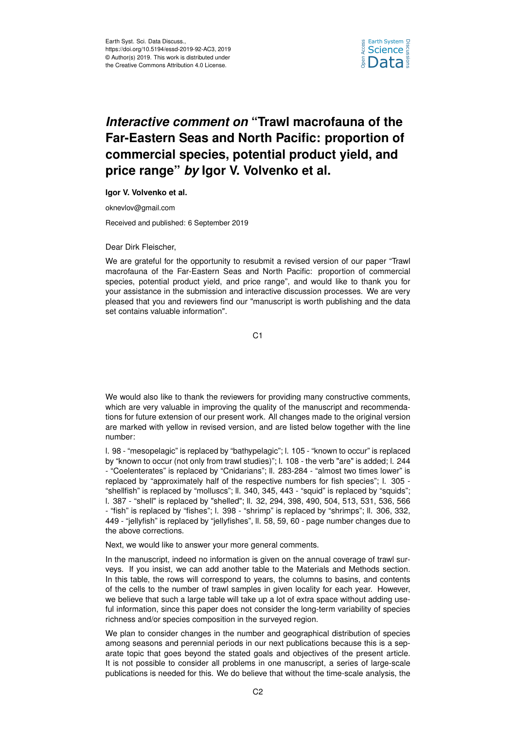Earth Syst. Sci. Data Discuss.,
https://doi.org/10.5194/essd-2019-92-AC3, 2019
© Author(s) 2019. This work is distributed under the Creative Commons Attribution 4.0 License.

# *Interactive comment on* "Trawl macrofauna of the Far-Eastern Seas and North Pacific: proportion of commercial species, potential product yield, and price range" *by* Igor V. Volvenko et al.

**Igor V. Volvenko et al.**

oknevlov@gmail.com

Received and published: 6 September 2019

Dear Dirk Fleischer,

We are grateful for the opportunity to resubmit a revised version of our paper "Trawl macrofauna of the Far-Eastern Seas and North Pacific: proportion of commercial species, potential product yield, and price range", and would like to thank you for your assistance in the submission and interactive discussion processes. We are very pleased that you and reviewers find our "manuscript is worth publishing and the data set contains valuable information".

We would also like to thank the reviewers for providing many constructive comments, which are very valuable in improving the quality of the manuscript and recommendations for future extension of our present work. All changes made to the original version are marked with yellow in revised version, and are listed below together with the line number:

l. 98 - "mesopelagic" is replaced by "bathypelagic"; l. 105 - "known to occur" is replaced by "known to occur (not only from trawl studies)"; l. 108 - the verb "are" is added; l. 244 - "Coelenterates" is replaced by "Cnidarians"; ll. 283-284 - "almost two times lower" is replaced by "approximately half of the respective numbers for fish species"; l. 305 - "shellfish" is replaced by "molluscs"; ll. 340, 345, 443 - "squid" is replaced by "squids"; l. 387 - "shell" is replaced by "shelled"; ll. 32, 294, 398, 490, 504, 513, 531, 536, 566 - "fish" is replaced by "fishes"; l. 398 - "shrimp" is replaced by "shrimps"; ll. 306, 332, 449 - "jellyfish" is replaced by "jellyfishes", ll. 58, 59, 60 - page number changes due to the above corrections.

Next, we would like to answer your more general comments.

In the manuscript, indeed no information is given on the annual coverage of trawl surveys. If you insist, we can add another table to the Materials and Methods section. In this table, the rows will correspond to years, the columns to basins, and contents of the cells to the number of trawl samples in given locality for each year. However, we believe that such a large table will take up a lot of extra space without adding useful information, since this paper does not consider the long-term variability of species richness and/or species composition in the surveyed region.

We plan to consider changes in the number and geographical distribution of species among seasons and perennial periods in our next publications because this is a separate topic that goes beyond the stated goals and objectives of the present article. It is not possible to consider all problems in one manuscript, a series of large-scale publications is needed for this. We do believe that without the time-scale analysis, the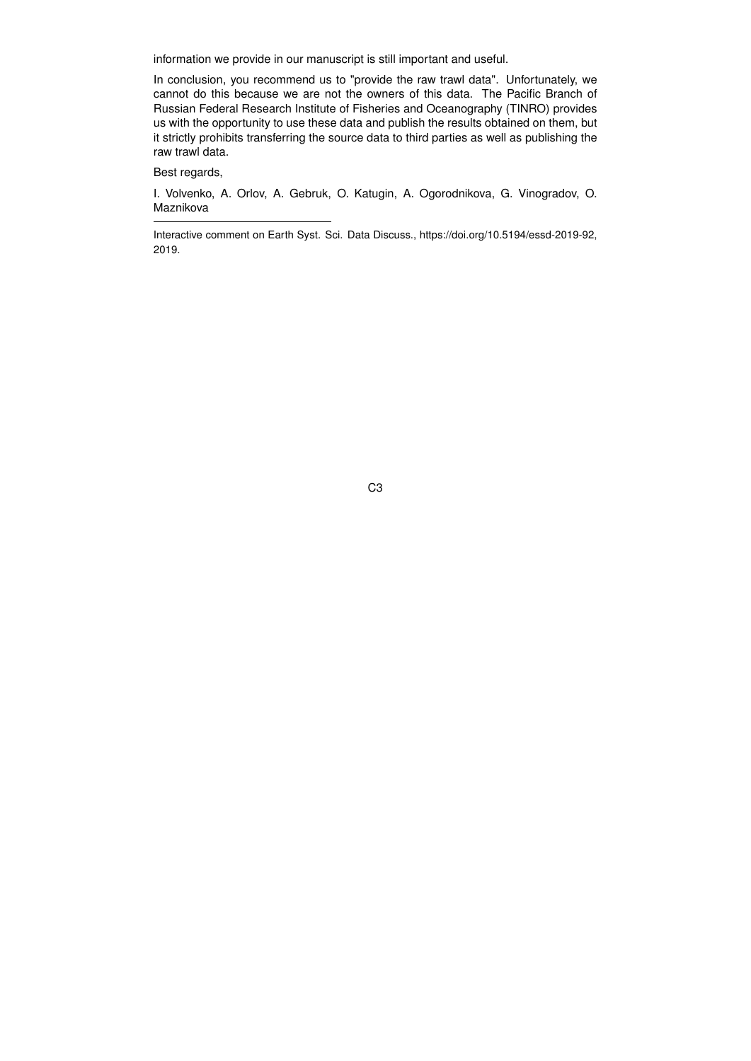information we provide in our manuscript is still important and useful.

In conclusion, you recommend us to "provide the raw trawl data". Unfortunately, we cannot do this because we are not the owners of this data. The Pacific Branch of Russian Federal Research Institute of Fisheries and Oceanography (TINRO) provides us with the opportunity to use these data and publish the results obtained on them, but it strictly prohibits transferring the source data to third parties as well as publishing the raw trawl data.

Best regards,

I. Volvenko, A. Orlov, A. Gebruk, O. Katugin, A. Ogorodnikova, G. Vinogradov, O. Maznikova

---

Interactive comment on Earth Syst. Sci. Data Discuss., https://doi.org/10.5194/essd-2019-92, 2019.